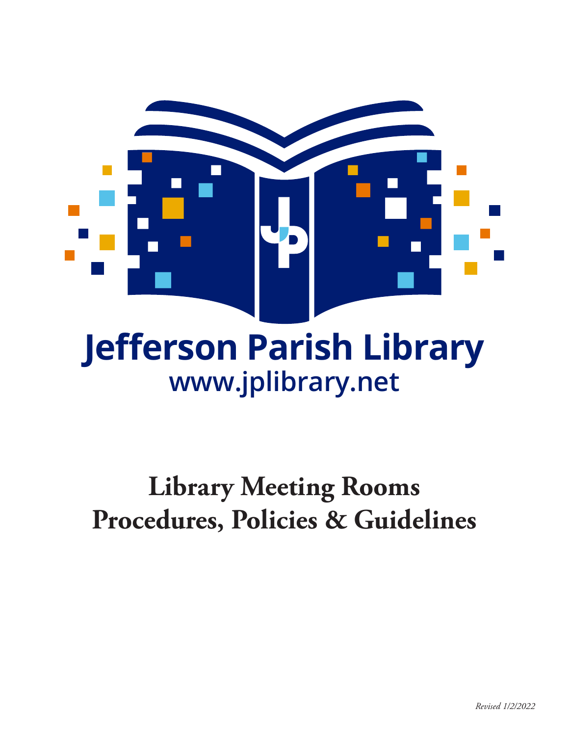# Jefferson Parish Library

www.jplibrary.net

# Library Meeting Rooms
# Procedures, Policies & Guidelines

*Revised 1/2/2022*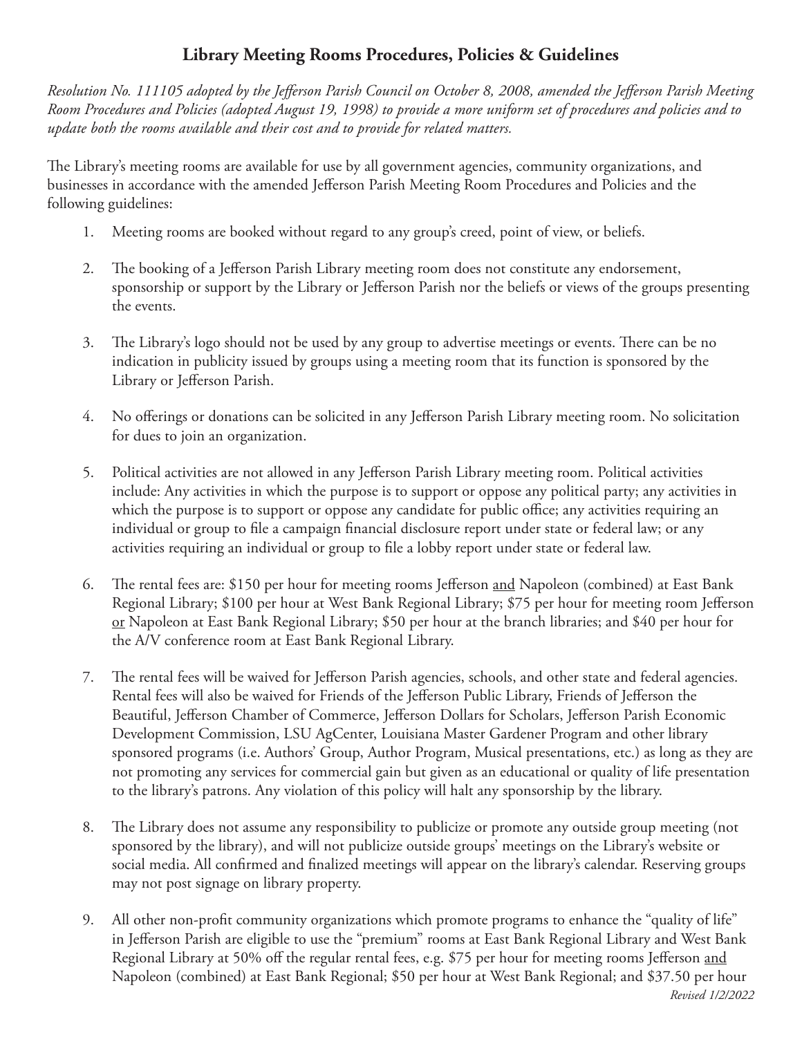## Library Meeting Rooms Procedures, Policies & Guidelines

*Resolution No. 111105 adopted by the Jefferson Parish Council on October 8, 2008, amended the Jefferson Parish Meeting Room Procedures and Policies (adopted August 19, 1998) to provide a more uniform set of procedures and policies and to update both the rooms available and their cost and to provide for related matters.*

The Library's meeting rooms are available for use by all government agencies, community organizations, and businesses in accordance with the amended Jefferson Parish Meeting Room Procedures and Policies and the following guidelines:

1. Meeting rooms are booked without regard to any group's creed, point of view, or beliefs.

2. The booking of a Jefferson Parish Library meeting room does not constitute any endorsement, sponsorship or support by the Library or Jefferson Parish nor the beliefs or views of the groups presenting the events.

3. The Library's logo should not be used by any group to advertise meetings or events. There can be no indication in publicity issued by groups using a meeting room that its function is sponsored by the Library or Jefferson Parish.

4. No offerings or donations can be solicited in any Jefferson Parish Library meeting room. No solicitation for dues to join an organization.

5. Political activities are not allowed in any Jefferson Parish Library meeting room. Political activities include: Any activities in which the purpose is to support or oppose any political party; any activities in which the purpose is to support or oppose any candidate for public office; any activities requiring an individual or group to file a campaign financial disclosure report under state or federal law; or any activities requiring an individual or group to file a lobby report under state or federal law.

6. The rental fees are: $150 per hour for meeting rooms Jefferson <u>and</u> Napoleon (combined) at East Bank Regional Library; $100 per hour at West Bank Regional Library; $75 per hour for meeting room Jefferson <u>or</u> Napoleon at East Bank Regional Library; $50 per hour at the branch libraries; and $40 per hour for the A/V conference room at East Bank Regional Library.

7. The rental fees will be waived for Jefferson Parish agencies, schools, and other state and federal agencies. Rental fees will also be waived for Friends of the Jefferson Public Library, Friends of Jefferson the Beautiful, Jefferson Chamber of Commerce, Jefferson Dollars for Scholars, Jefferson Parish Economic Development Commission, LSU AgCenter, Louisiana Master Gardener Program and other library sponsored programs (i.e. Authors' Group, Author Program, Musical presentations, etc.) as long as they are not promoting any services for commercial gain but given as an educational or quality of life presentation to the library's patrons. Any violation of this policy will halt any sponsorship by the library.

8. The Library does not assume any responsibility to publicize or promote any outside group meeting (not sponsored by the library), and will not publicize outside groups' meetings on the Library's website or social media. All confirmed and finalized meetings will appear on the library's calendar. Reserving groups may not post signage on library property.

9. All other non-profit community organizations which promote programs to enhance the "quality of life" in Jefferson Parish are eligible to use the "premium" rooms at East Bank Regional Library and West Bank Regional Library at 50% off the regular rental fees, e.g. $75 per hour for meeting rooms Jefferson <u>and</u> Napoleon (combined) at East Bank Regional; $50 per hour at West Bank Regional; and $37.50 per hour

*Revised 1/2/2022*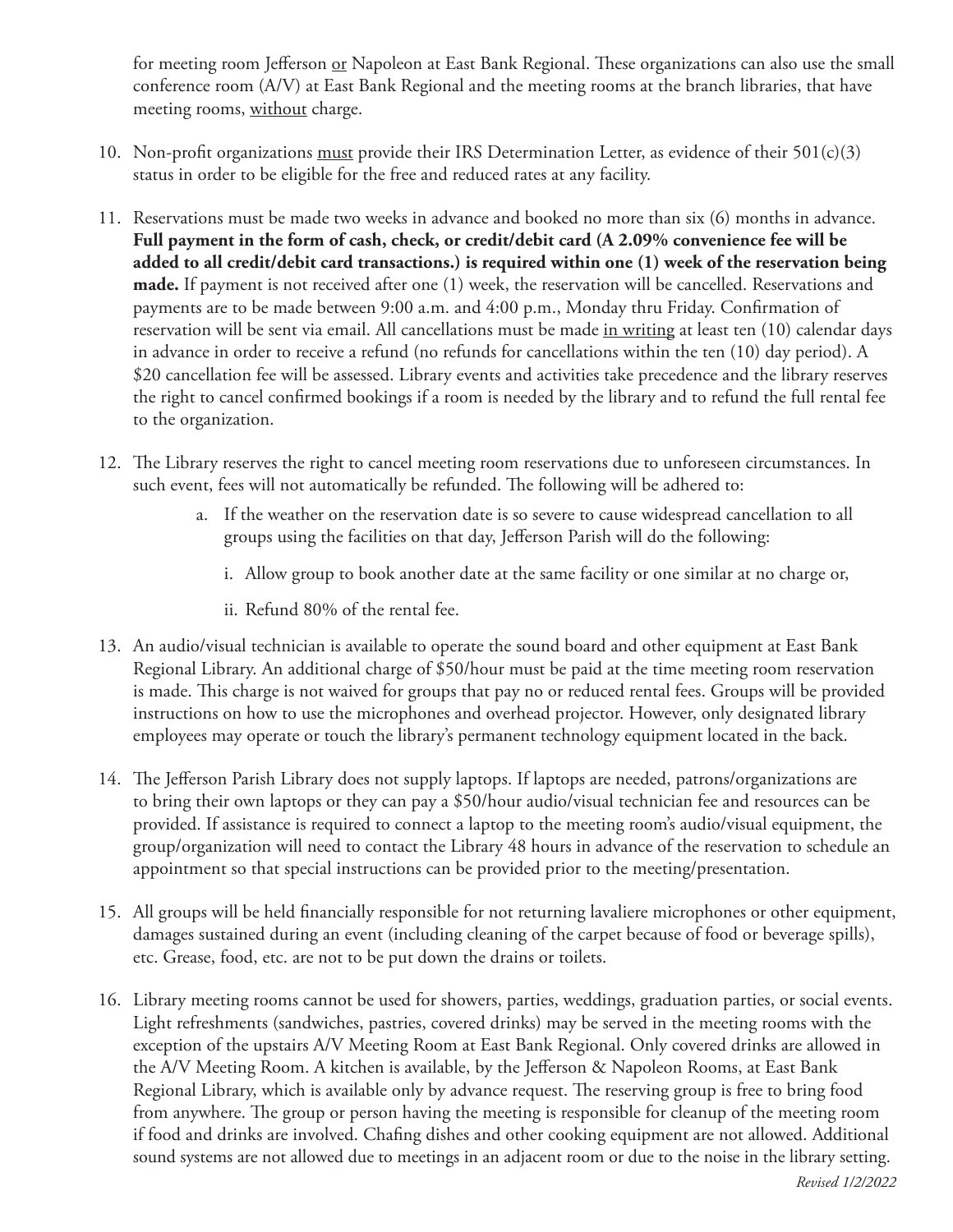for meeting room Jefferson <u>or</u> Napoleon at East Bank Regional. These organizations can also use the small conference room (A/V) at East Bank Regional and the meeting rooms at the branch libraries, that have meeting rooms, <u>without</u> charge.

10. Non-profit organizations <u>must</u> provide their IRS Determination Letter, as evidence of their 501(c)(3) status in order to be eligible for the free and reduced rates at any facility.

11. Reservations must be made two weeks in advance and booked no more than six (6) months in advance. **Full payment in the form of cash, check, or credit/debit card (A 2.09% convenience fee will be added to all credit/debit card transactions.) is required within one (1) week of the reservation being made.** If payment is not received after one (1) week, the reservation will be cancelled. Reservations and payments are to be made between 9:00 a.m. and 4:00 p.m., Monday thru Friday. Confirmation of reservation will be sent via email. All cancellations must be made <u>in writing</u> at least ten (10) calendar days in advance in order to receive a refund (no refunds for cancellations within the ten (10) day period). A $20 cancellation fee will be assessed. Library events and activities take precedence and the library reserves the right to cancel confirmed bookings if a room is needed by the library and to refund the full rental fee to the organization.

12. The Library reserves the right to cancel meeting room reservations due to unforeseen circumstances. In such event, fees will not automatically be refunded. The following will be adhered to:
    a. If the weather on the reservation date is so severe to cause widespread cancellation to all groups using the facilities on that day, Jefferson Parish will do the following:
        i. Allow group to book another date at the same facility or one similar at no charge or,
        ii. Refund 80% of the rental fee.

13. An audio/visual technician is available to operate the sound board and other equipment at East Bank Regional Library. An additional charge of $50/hour must be paid at the time meeting room reservation is made. This charge is not waived for groups that pay no or reduced rental fees. Groups will be provided instructions on how to use the microphones and overhead projector. However, only designated library employees may operate or touch the library's permanent technology equipment located in the back.

14. The Jefferson Parish Library does not supply laptops. If laptops are needed, patrons/organizations are to bring their own laptops or they can pay a $50/hour audio/visual technician fee and resources can be provided. If assistance is required to connect a laptop to the meeting room's audio/visual equipment, the group/organization will need to contact the Library 48 hours in advance of the reservation to schedule an appointment so that special instructions can be provided prior to the meeting/presentation.

15. All groups will be held financially responsible for not returning lavaliere microphones or other equipment, damages sustained during an event (including cleaning of the carpet because of food or beverage spills), etc. Grease, food, etc. are not to be put down the drains or toilets.

16. Library meeting rooms cannot be used for showers, parties, weddings, graduation parties, or social events. Light refreshments (sandwiches, pastries, covered drinks) may be served in the meeting rooms with the exception of the upstairs A/V Meeting Room at East Bank Regional. Only covered drinks are allowed in the A/V Meeting Room. A kitchen is available, by the Jefferson & Napoleon Rooms, at East Bank Regional Library, which is available only by advance request. The reserving group is free to bring food from anywhere. The group or person having the meeting is responsible for cleanup of the meeting room if food and drinks are involved. Chafing dishes and other cooking equipment are not allowed. Additional sound systems are not allowed due to meetings in an adjacent room or due to the noise in the library setting.

*Revised 1/2/2022*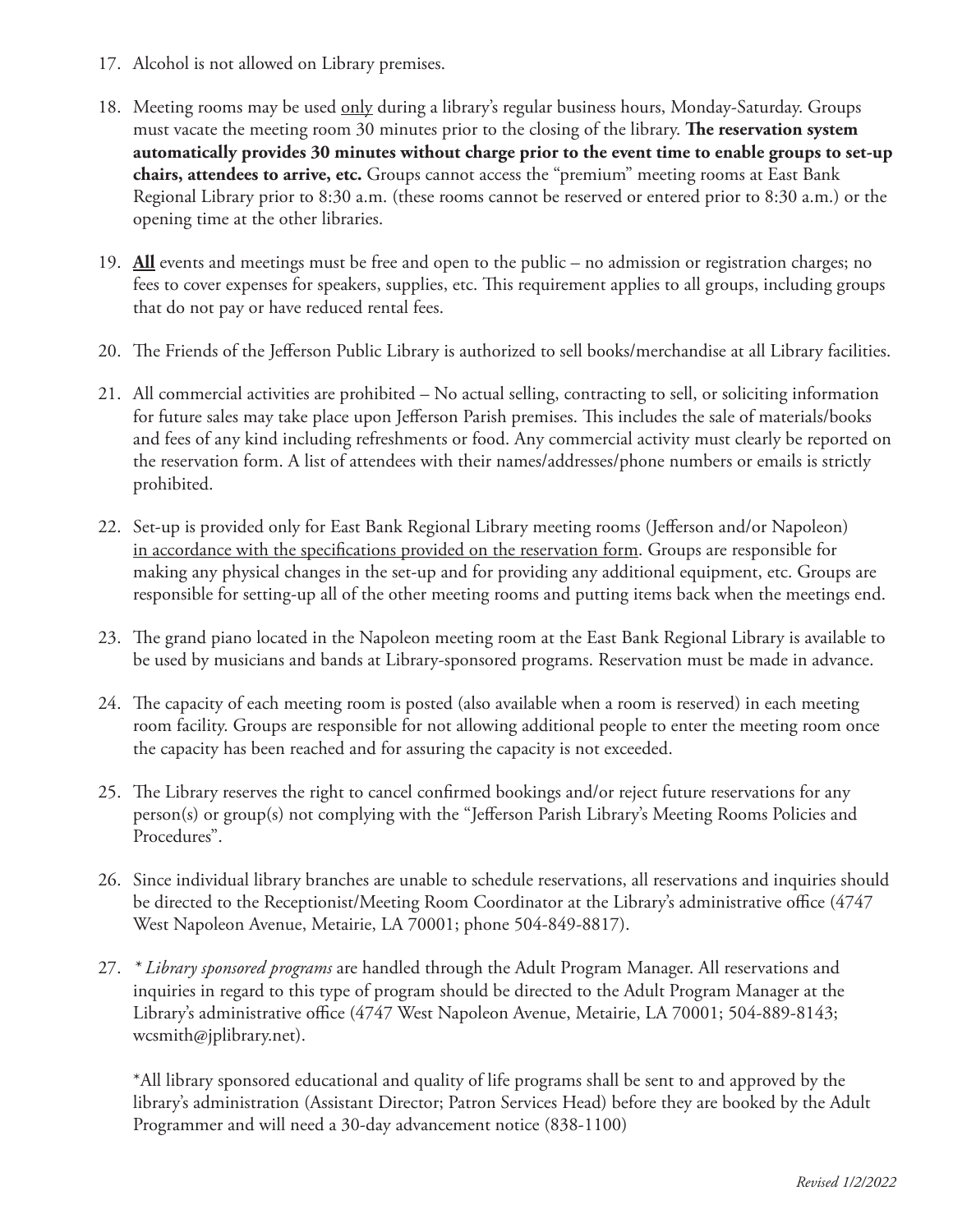17. Alcohol is not allowed on Library premises.

18. Meeting rooms may be used <u>only</u> during a library's regular business hours, Monday-Saturday. Groups must vacate the meeting room 30 minutes prior to the closing of the library. **The reservation system automatically provides 30 minutes without charge prior to the event time to enable groups to set-up chairs, attendees to arrive, etc.** Groups cannot access the "premium" meeting rooms at East Bank Regional Library prior to 8:30 a.m. (these rooms cannot be reserved or entered prior to 8:30 a.m.) or the opening time at the other libraries.

19. **<u>All</u>** events and meetings must be free and open to the public – no admission or registration charges; no fees to cover expenses for speakers, supplies, etc. This requirement applies to all groups, including groups that do not pay or have reduced rental fees.

20. The Friends of the Jefferson Public Library is authorized to sell books/merchandise at all Library facilities.

21. All commercial activities are prohibited – No actual selling, contracting to sell, or soliciting information for future sales may take place upon Jefferson Parish premises. This includes the sale of materials/books and fees of any kind including refreshments or food. Any commercial activity must clearly be reported on the reservation form. A list of attendees with their names/addresses/phone numbers or emails is strictly prohibited.

22. Set-up is provided only for East Bank Regional Library meeting rooms (Jefferson and/or Napoleon) <u>in accordance with the specifications provided on the reservation form</u>. Groups are responsible for making any physical changes in the set-up and for providing any additional equipment, etc. Groups are responsible for setting-up all of the other meeting rooms and putting items back when the meetings end.

23. The grand piano located in the Napoleon meeting room at the East Bank Regional Library is available to be used by musicians and bands at Library-sponsored programs. Reservation must be made in advance.

24. The capacity of each meeting room is posted (also available when a room is reserved) in each meeting room facility. Groups are responsible for not allowing additional people to enter the meeting room once the capacity has been reached and for assuring the capacity is not exceeded.

25. The Library reserves the right to cancel confirmed bookings and/or reject future reservations for any person(s) or group(s) not complying with the "Jefferson Parish Library's Meeting Rooms Policies and Procedures".

26. Since individual library branches are unable to schedule reservations, all reservations and inquiries should be directed to the Receptionist/Meeting Room Coordinator at the Library's administrative office (4747 West Napoleon Avenue, Metairie, LA 70001; phone 504-849-8817).

27. *\* Library sponsored programs* are handled through the Adult Program Manager. All reservations and inquiries in regard to this type of program should be directed to the Adult Program Manager at the Library's administrative office (4747 West Napoleon Avenue, Metairie, LA 70001; 504-889-8143; wcsmith@jplibrary.net).

    *All library sponsored educational and quality of life programs shall be sent to and approved by the library's administration (Assistant Director; Patron Services Head) before they are booked by the Adult Programmer and will need a 30-day advancement notice (838-1100)

*Revised 1/2/2022*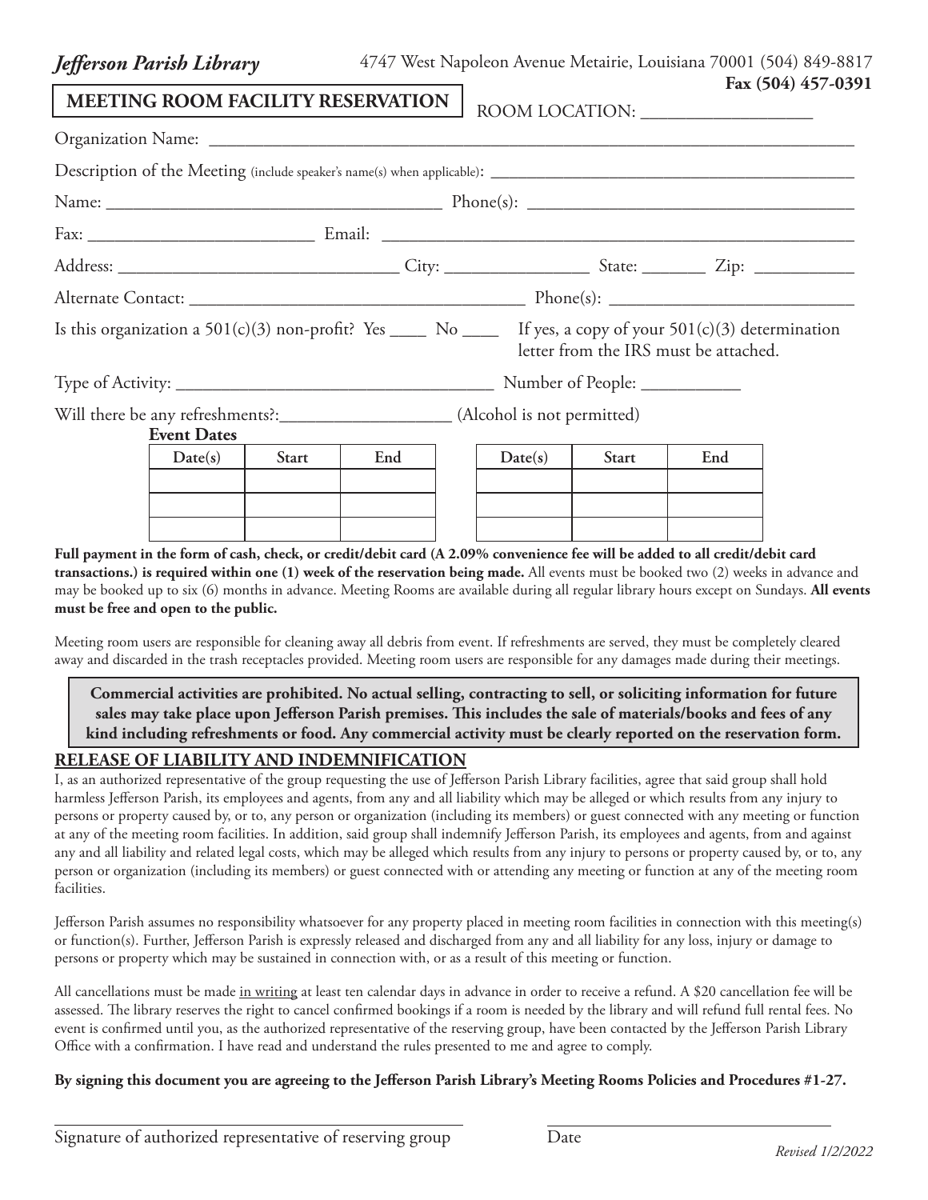*Jefferson Parish Library*

4747 West Napoleon Avenue Metairie, Louisiana 70001 (504) 849-8817
**Fax (504) 457-0391**

## MEETING ROOM FACILITY RESERVATION

ROOM LOCATION: ___________________

Organization Name: ____________________________________________________________________________

Description of the Meeting (include speaker's name(s) when applicable): ____________________________________________

Name: ________________________________________ Phone(s): ______________________________________

Fax: _________________________ Email: _______________________________________________________

Address: ________________________________ City: ________________ State: _______ Zip: ___________

Alternate Contact: _______________________________________ Phone(s): ___________________________

Is this organization a 501(c)(3) non-profit? Yes ____ No ____ If yes, a copy of your 501(c)(3) determination letter from the IRS must be attached.

Type of Activity: ____________________________________ Number of People: ___________

Will there be any refreshments?:___________________ (Alcohol is not permitted)

**Event Dates**

| Date(s) | Start | End | | Date(s) | Start | End |
|---|---|---|---|---|---|---|
| | | | | | | |
| | | | | | | |
| | | | | | | |

**Full payment in the form of cash, check, or credit/debit card (A 2.09% convenience fee will be added to all credit/debit card transactions.) is required within one (1) week of the reservation being made.** All events must be booked two (2) weeks in advance and may be booked up to six (6) months in advance. Meeting Rooms are available during all regular library hours except on Sundays. **All events must be free and open to the public.**

Meeting room users are responsible for cleaning away all debris from event. If refreshments are served, they must be completely cleared away and discarded in the trash receptacles provided. Meeting room users are responsible for any damages made during their meetings.

**Commercial activities are prohibited. No actual selling, contracting to sell, or soliciting information for future sales may take place upon Jefferson Parish premises. This includes the sale of materials/books and fees of any kind including refreshments or food. Any commercial activity must be clearly reported on the reservation form.**

### RELEASE OF LIABILITY AND INDEMNIFICATION

I, as an authorized representative of the group requesting the use of Jefferson Parish Library facilities, agree that said group shall hold harmless Jefferson Parish, its employees and agents, from any and all liability which may be alleged or which results from any injury to persons or property caused by, or to, any person or organization (including its members) or guest connected with any meeting or function at any of the meeting room facilities. In addition, said group shall indemnify Jefferson Parish, its employees and agents, from and against any and all liability and related legal costs, which may be alleged which results from any injury to persons or property caused by, or to, any person or organization (including its members) or guest connected with or attending any meeting or function at any of the meeting room facilities.

Jefferson Parish assumes no responsibility whatsoever for any property placed in meeting room facilities in connection with this meeting(s) or function(s). Further, Jefferson Parish is expressly released and discharged from any and all liability for any loss, injury or damage to persons or property which may be sustained in connection with, or as a result of this meeting or function.

All cancellations must be made in writing at least ten calendar days in advance in order to receive a refund. A $20 cancellation fee will be assessed. The library reserves the right to cancel confirmed bookings if a room is needed by the library and will refund full rental fees. No event is confirmed until you, as the authorized representative of the reserving group, have been contacted by the Jefferson Parish Library Office with a confirmation. I have read and understand the rules presented to me and agree to comply.

**By signing this document you are agreeing to the Jefferson Parish Library's Meeting Rooms Policies and Procedures #1-27.**

_____________________________________________ ___________________________________

Signature of authorized representative of reserving group Date

*Revised 1/2/2022*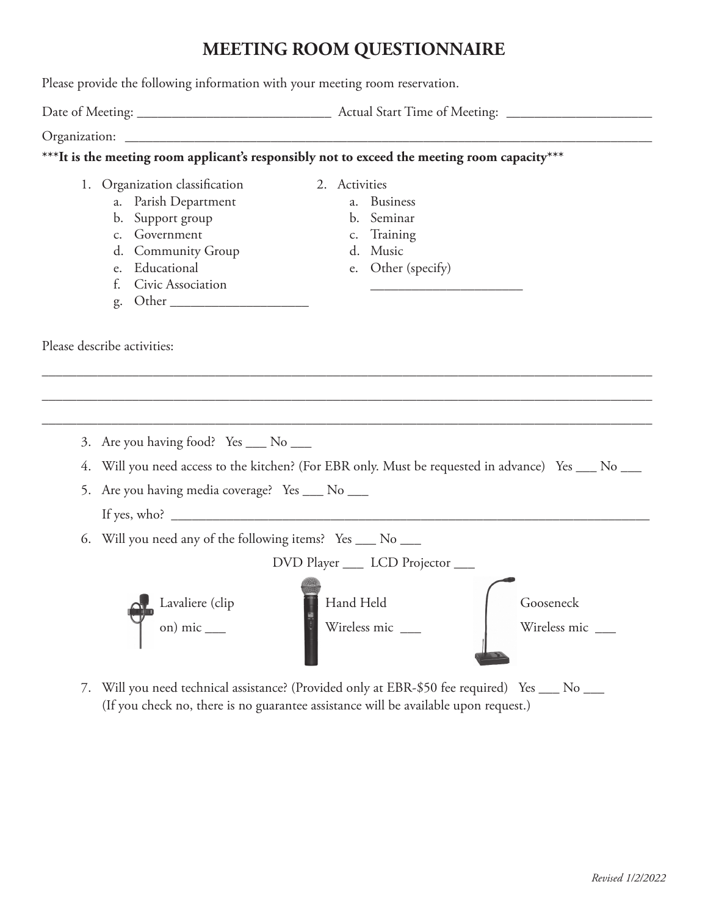# MEETING ROOM QUESTIONNAIRE

Please provide the following information with your meeting room reservation.

Date of Meeting: ___________________________ Actual Start Time of Meeting: ____________________

Organization: ______________________________________________________________________________

**\*\*\*It is the meeting room applicant's responsibly not to exceed the meeting room capacity\*\*\***

1. Organization classification
   a. Parish Department
   b. Support group
   c. Government
   d. Community Group
   e. Educational
   f. Civic Association
   g. Other ___________________

2. Activities
   a. Business
   b. Seminar
   c. Training
   d. Music
   e. Other (specify) ______________________

Please describe activities:

______________________________________________________________________________

______________________________________________________________________________

______________________________________________________________________________

3. Are you having food? Yes ___ No ___
4. Will you need access to the kitchen? (For EBR only. Must be requested in advance) Yes ___ No ___
5. Are you having media coverage? Yes ___ No ___
   If yes, who? ______________________________________________________________________
6. Will you need any of the following items? Yes ___ No ___
   DVD Player ___ LCD Projector ___
   Lavaliere (clip on) mic ___ Hand Held Wireless mic ___ Gooseneck Wireless mic ___
7. Will you need technical assistance? (Provided only at EBR-$50 fee required) Yes ___ No ___
   (If you check no, there is no guarantee assistance will be available upon request.)

*Revised 1/2/2022*